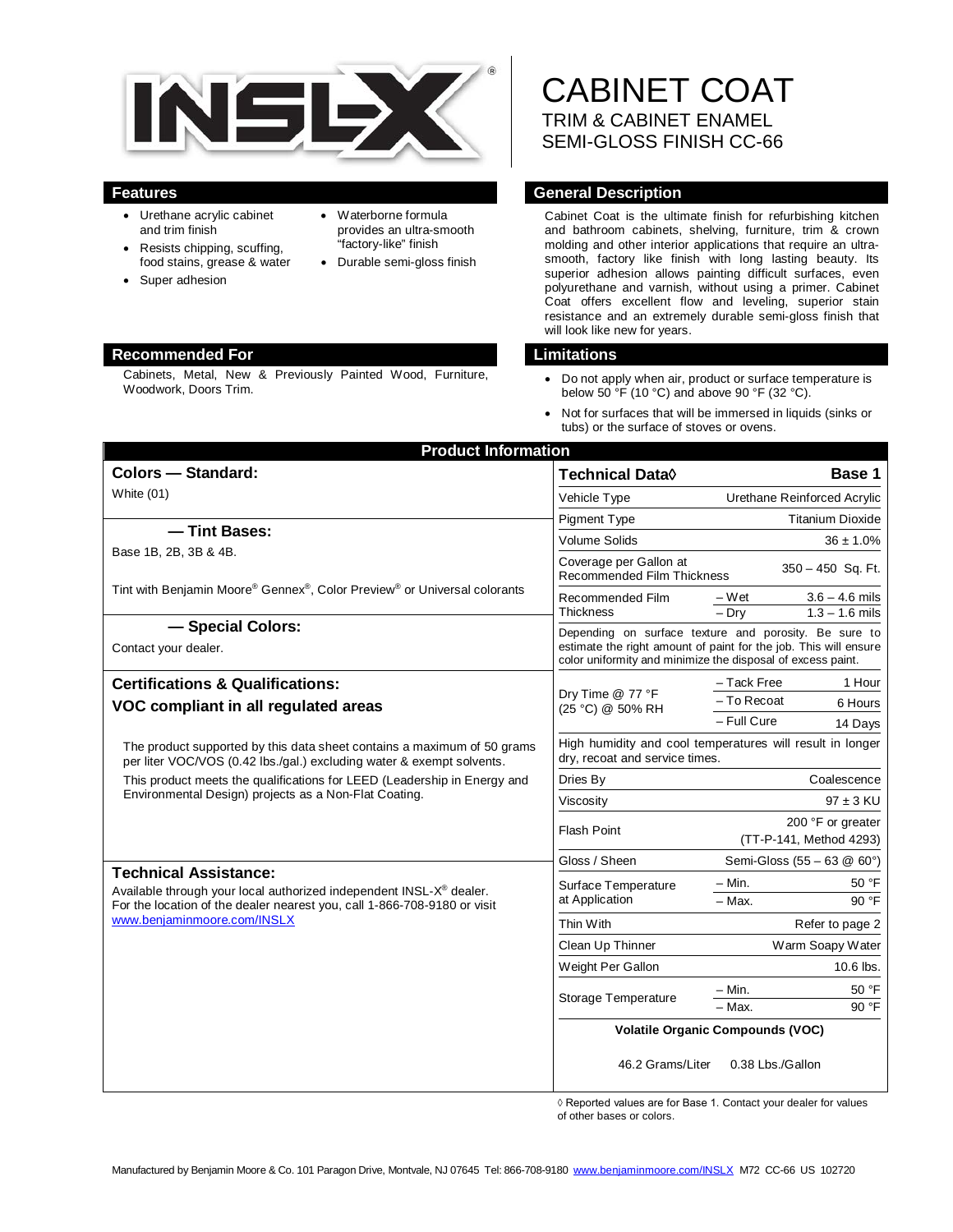# INSL-X®

# CABINET COAT

## TRIM & CABINET ENAMEL
## SEMI-GLOSS FINISH CC-66

## Features

- Urethane acrylic cabinet and trim finish
- Resists chipping, scuffing, food stains, grease & water
- Super adhesion
- Waterborne formula provides an ultra-smooth "factory-like" finish
- Durable semi-gloss finish

## General Description

Cabinet Coat is the ultimate finish for refurbishing kitchen and bathroom cabinets, shelving, furniture, trim & crown molding and other interior applications that require an ultra-smooth, factory like finish with long lasting beauty. Its superior adhesion allows painting difficult surfaces, even polyurethane and varnish, without using a primer. Cabinet Coat offers excellent flow and leveling, superior stain resistance and an extremely durable semi-gloss finish that will look like new for years.

## Recommended For

Cabinets, Metal, New & Previously Painted Wood, Furniture, Woodwork, Doors Trim.

## Limitations

- Do not apply when air, product or surface temperature is below 50 °F (10 °C) and above 90 °F (32 °C).
- Not for surfaces that will be immersed in liquids (sinks or tubs) or the surface of stoves or ovens.

## Product Information

### Colors — Standard:

White (01)

### — Tint Bases:

Base 1B, 2B, 3B & 4B.

Tint with Benjamin Moore® Gennex®, Color Preview® or Universal colorants

### — Special Colors:

Contact your dealer.

### Certifications & Qualifications:

### VOC compliant in all regulated areas

The product supported by this data sheet contains a maximum of 50 grams per liter VOC/VOS (0.42 lbs./gal.) excluding water & exempt solvents.

This product meets the qualifications for LEED (Leadership in Energy and Environmental Design) projects as a Non-Flat Coating.

### Technical Assistance:

Available through your local authorized independent INSL-X® dealer. For the location of the dealer nearest you, call 1-866-708-9180 or visit www.benjaminmoore.com/INSLX

| Technical Data◊ | | Base 1 |
|---|---|---|
| Vehicle Type | | Urethane Reinforced Acrylic |
| Pigment Type | | Titanium Dioxide |
| Volume Solids | | 36 ± 1.0% |
| Coverage per Gallon at Recommended Film Thickness | | 350 – 450 Sq. Ft. |
| Recommended Film Thickness | – Wet | 3.6 – 4.6 mils |
| | – Dry | 1.3 – 1.6 mils |
| Depending on surface texture and porosity. Be sure to estimate the right amount of paint for the job. This will ensure color uniformity and minimize the disposal of excess paint. | | |
| Dry Time @ 77 °F (25 °C) @ 50% RH | – Tack Free | 1 Hour |
| | – To Recoat | 6 Hours |
| | – Full Cure | 14 Days |
| High humidity and cool temperatures will result in longer dry, recoat and service times. | | |
| Dries By | | Coalescence |
| Viscosity | | 97 ± 3 KU |
| Flash Point | | 200 °F or greater (TT-P-141, Method 4293) |
| Gloss / Sheen | | Semi-Gloss (55 – 63 @ 60°) |
| Surface Temperature at Application | – Min. | 50 °F |
| | – Max. | 90 °F |
| Thin With | | Refer to page 2 |
| Clean Up Thinner | | Warm Soapy Water |
| Weight Per Gallon | | 10.6 lbs. |
| Storage Temperature | – Min. | 50 °F |
| | – Max. | 90 °F |
| Volatile Organic Compounds (VOC) | | |
| 46.2 Grams/Liter | | 0.38 Lbs./Gallon |

◊ Reported values are for Base 1. Contact your dealer for values of other bases or colors.

Manufactured by Benjamin Moore & Co. 101 Paragon Drive, Montvale, NJ 07645 Tel: 866-708-9180 www.benjaminmoore.com/INSLX M72 CC-66 US 102720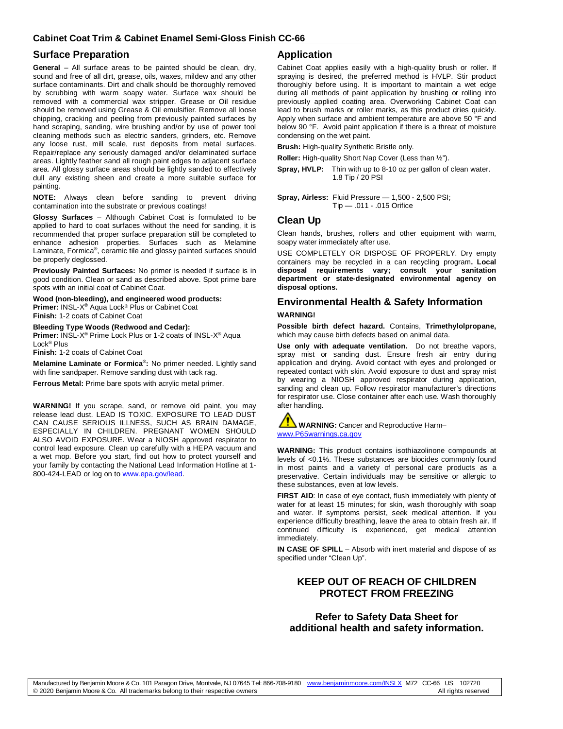**Cabinet Coat Trim & Cabinet Enamel Semi-Gloss Finish CC-66**

## Surface Preparation

**General** – All surface areas to be painted should be clean, dry, sound and free of all dirt, grease, oils, waxes, mildew and any other surface contaminants. Dirt and chalk should be thoroughly removed by scrubbing with warm soapy water. Surface wax should be removed with a commercial wax stripper. Grease or Oil residue should be removed using Grease & Oil emulsifier. Remove all loose chipping, cracking and peeling from previously painted surfaces by hand scraping, sanding, wire brushing and/or by use of power tool cleaning methods such as electric sanders, grinders, etc. Remove any loose rust, mill scale, rust deposits from metal surfaces. Repair/replace any seriously damaged and/or delaminated surface areas. Lightly feather sand all rough paint edges to adjacent surface area. All glossy surface areas should be lightly sanded to effectively dull any existing sheen and create a more suitable surface for painting.

**NOTE:** Always clean before sanding to prevent driving contamination into the substrate or previous coatings!

**Glossy Surfaces** – Although Cabinet Coat is formulated to be applied to hard to coat surfaces without the need for sanding, it is recommended that proper surface preparation still be completed to enhance adhesion properties. Surfaces such as Melamine Laminate, Formica®, ceramic tile and glossy painted surfaces should be properly deglossed.

**Previously Painted Surfaces:** No primer is needed if surface is in good condition. Clean or sand as described above. Spot prime bare spots with an initial coat of Cabinet Coat.

**Wood (non-bleeding), and engineered wood products:**
**Primer:** INSL-X® Aqua Lock® Plus or Cabinet Coat
**Finish:** 1-2 coats of Cabinet Coat

**Bleeding Type Woods (Redwood and Cedar):**
**Primer:** INSL-X® Prime Lock Plus or 1-2 coats of INSL-X® Aqua Lock® Plus
**Finish:** 1-2 coats of Cabinet Coat

**Melamine Laminate or Formica®:** No primer needed. Lightly sand with fine sandpaper. Remove sanding dust with tack rag.

**Ferrous Metal:** Prime bare spots with acrylic metal primer.

**WARNING!** If you scrape, sand, or remove old paint, you may release lead dust. LEAD IS TOXIC. EXPOSURE TO LEAD DUST CAN CAUSE SERIOUS ILLNESS, SUCH AS BRAIN DAMAGE, ESPECIALLY IN CHILDREN. PREGNANT WOMEN SHOULD ALSO AVOID EXPOSURE. Wear a NIOSH approved respirator to control lead exposure. Clean up carefully with a HEPA vacuum and a wet mop. Before you start, find out how to protect yourself and your family by contacting the National Lead Information Hotline at 1-800-424-LEAD or log on to www.epa.gov/lead.

## Application

Cabinet Coat applies easily with a high-quality brush or roller. If spraying is desired, the preferred method is HVLP. Stir product thoroughly before using. It is important to maintain a wet edge during all methods of paint application by brushing or rolling into previously applied coating area. Overworking Cabinet Coat can lead to brush marks or roller marks, as this product dries quickly. Apply when surface and ambient temperature are above 50 °F and below 90 °F. Avoid paint application if there is a threat of moisture condensing on the wet paint.

**Brush:** High-quality Synthetic Bristle only.

**Roller:** High-quality Short Nap Cover (Less than ½").

**Spray, HVLP:** Thin with up to 8-10 oz per gallon of clean water. 1.8 Tip / 20 PSI

**Spray, Airless:** Fluid Pressure — 1,500 - 2,500 PSI; Tip — .011 - .015 Orifice

## Clean Up

Clean hands, brushes, rollers and other equipment with warm, soapy water immediately after use.

USE COMPLETELY OR DISPOSE OF PROPERLY. Dry empty containers may be recycled in a can recycling program**. Local disposal requirements vary; consult your sanitation department or state-designated environmental agency on disposal options.**

## Environmental Health & Safety Information

**WARNING!**

**Possible birth defect hazard.** Contains, **Trimethylolpropane,** which may cause birth defects based on animal data.

**Use only with adequate ventilation.** Do not breathe vapors, spray mist or sanding dust. Ensure fresh air entry during application and drying. Avoid contact with eyes and prolonged or repeated contact with skin. Avoid exposure to dust and spray mist by wearing a NIOSH approved respirator during application, sanding and clean up. Follow respirator manufacturer's directions for respirator use. Close container after each use. Wash thoroughly after handling.

⚠ **WARNING:** Cancer and Reproductive Harm– www.P65warnings.ca.gov

**WARNING:** This product contains isothiazolinone compounds at levels of <0.1%. These substances are biocides commonly found in most paints and a variety of personal care products as a preservative. Certain individuals may be sensitive or allergic to these substances, even at low levels.

**FIRST AID**: In case of eye contact, flush immediately with plenty of water for at least 15 minutes; for skin, wash thoroughly with soap and water. If symptoms persist, seek medical attention. If you experience difficulty breathing, leave the area to obtain fresh air. If continued difficulty is experienced, get medical attention immediately.

**IN CASE OF SPILL** – Absorb with inert material and dispose of as specified under "Clean Up".

**KEEP OUT OF REACH OF CHILDREN**
**PROTECT FROM FREEZING**

**Refer to Safety Data Sheet for additional health and safety information.**

Manufactured by Benjamin Moore & Co. 101 Paragon Drive, Montvale, NJ 07645 Tel: 866-708-9180 www.benjaminmoore.com/INSLX M72 CC-66 US 102720
© 2020 Benjamin Moore & Co. All trademarks belong to their respective owners All rights reserved